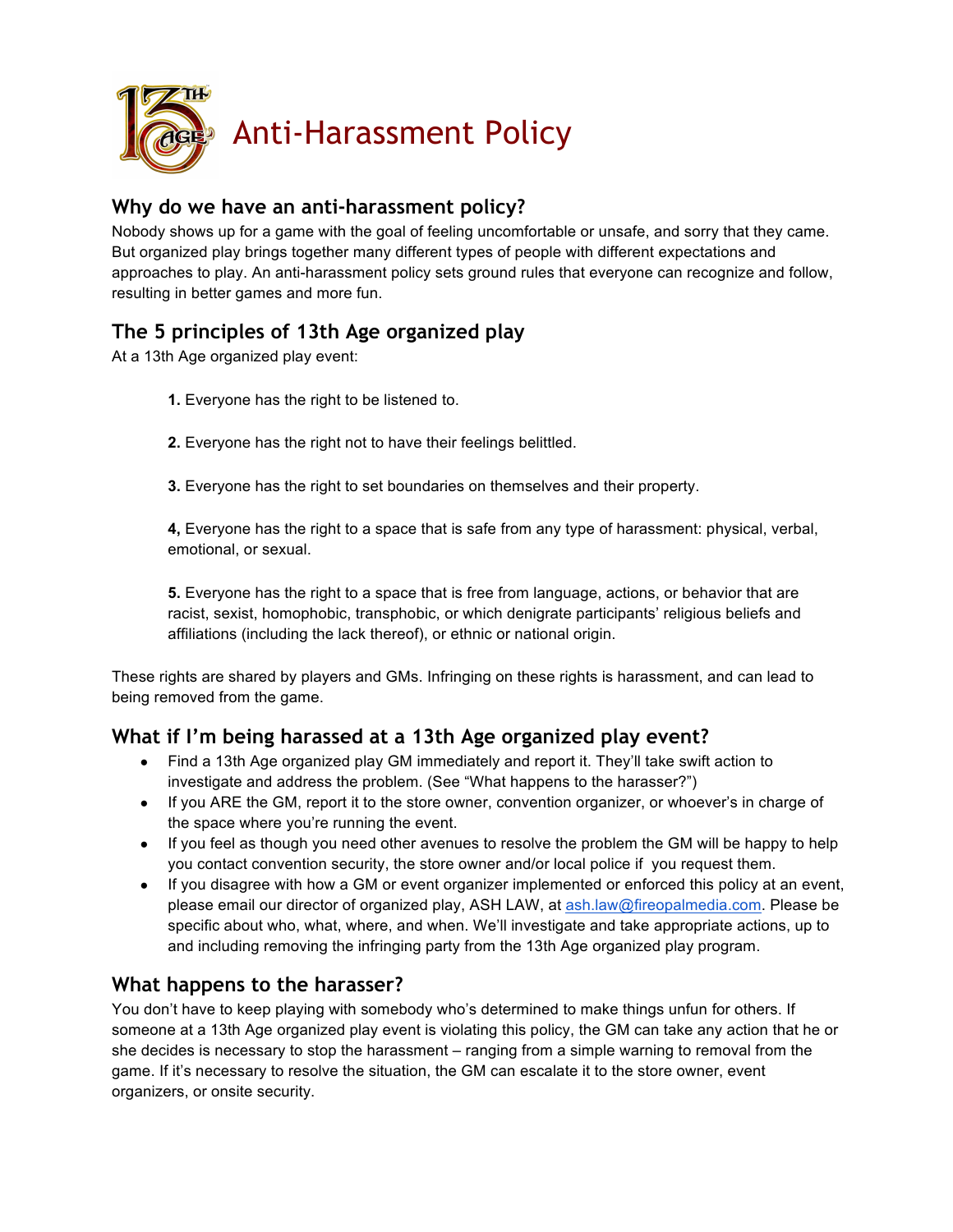# Anti-Harassment Policy

## Why do we have an anti-harassment policy?

Nobody shows up for a game with the goal of feeling uncomfortable or unsafe, and sorry that they came. But organized play brings together many different types of people with different expectations and approaches to play. An anti-harassment policy sets ground rules that everyone can recognize and follow, resulting in better games and more fun.

## The 5 principles of 13th Age organized play

At a 13th Age organized play event:

**1.** Everyone has the right to be listened to.

**2.** Everyone has the right not to have their feelings belittled.

**3.** Everyone has the right to set boundaries on themselves and their property.

**4,** Everyone has the right to a space that is safe from any type of harassment: physical, verbal, emotional, or sexual.

**5.** Everyone has the right to a space that is free from language, actions, or behavior that are racist, sexist, homophobic, transphobic, or which denigrate participants' religious beliefs and affiliations (including the lack thereof), or ethnic or national origin.

These rights are shared by players and GMs. Infringing on these rights is harassment, and can lead to being removed from the game.

## What if I'm being harassed at a 13th Age organized play event?

- Find a 13th Age organized play GM immediately and report it. They'll take swift action to investigate and address the problem. (See "What happens to the harasser?")
- If you ARE the GM, report it to the store owner, convention organizer, or whoever's in charge of the space where you're running the event.
- If you feel as though you need other avenues to resolve the problem the GM will be happy to help you contact convention security, the store owner and/or local police if you request them.
- If you disagree with how a GM or event organizer implemented or enforced this policy at an event, please email our director of organized play, ASH LAW, at ash.law@fireopalmedia.com. Please be specific about who, what, where, and when. We'll investigate and take appropriate actions, up to and including removing the infringing party from the 13th Age organized play program.

## What happens to the harasser?

You don't have to keep playing with somebody who's determined to make things unfun for others. If someone at a 13th Age organized play event is violating this policy, the GM can take any action that he or she decides is necessary to stop the harassment – ranging from a simple warning to removal from the game. If it's necessary to resolve the situation, the GM can escalate it to the store owner, event organizers, or onsite security.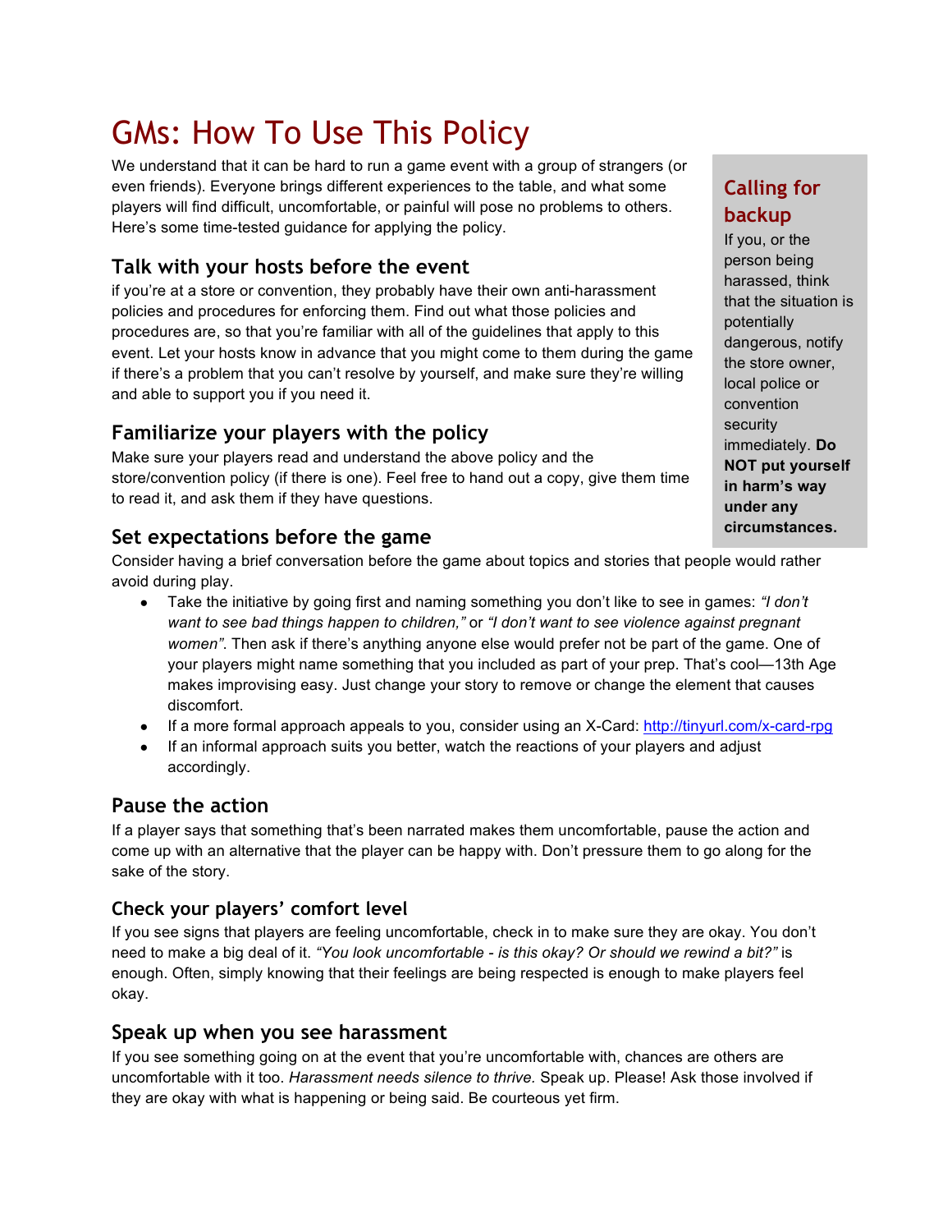# GMs: How To Use This Policy

We understand that it can be hard to run a game event with a group of strangers (or even friends). Everyone brings different experiences to the table, and what some players will find difficult, uncomfortable, or painful will pose no problems to others. Here's some time-tested guidance for applying the policy.

## Talk with your hosts before the event

if you're at a store or convention, they probably have their own anti-harassment policies and procedures for enforcing them. Find out what those policies and procedures are, so that you're familiar with all of the guidelines that apply to this event. Let your hosts know in advance that you might come to them during the game if there's a problem that you can't resolve by yourself, and make sure they're willing and able to support you if you need it.

## Familiarize your players with the policy

Make sure your players read and understand the above policy and the store/convention policy (if there is one). Feel free to hand out a copy, give them time to read it, and ask them if they have questions.

## Calling for backup

If you, or the person being harassed, think that the situation is potentially dangerous, notify the store owner, local police or convention security immediately. **Do NOT put yourself in harm's way under any circumstances.**

## Set expectations before the game

Consider having a brief conversation before the game about topics and stories that people would rather avoid during play.

- Take the initiative by going first and naming something you don't like to see in games: *"I don't want to see bad things happen to children,"* or *"I don't want to see violence against pregnant women"*. Then ask if there's anything anyone else would prefer not be part of the game. One of your players might name something that you included as part of your prep. That's cool—13th Age makes improvising easy. Just change your story to remove or change the element that causes discomfort.
- If a more formal approach appeals to you, consider using an X-Card: http://tinyurl.com/x-card-rpg
- If an informal approach suits you better, watch the reactions of your players and adjust accordingly.

## Pause the action

If a player says that something that's been narrated makes them uncomfortable, pause the action and come up with an alternative that the player can be happy with. Don't pressure them to go along for the sake of the story.

## Check your players' comfort level

If you see signs that players are feeling uncomfortable, check in to make sure they are okay. You don't need to make a big deal of it. *"You look uncomfortable - is this okay? Or should we rewind a bit?"* is enough. Often, simply knowing that their feelings are being respected is enough to make players feel okay.

## Speak up when you see harassment

If you see something going on at the event that you're uncomfortable with, chances are others are uncomfortable with it too. *Harassment needs silence to thrive.* Speak up. Please! Ask those involved if they are okay with what is happening or being said. Be courteous yet firm.